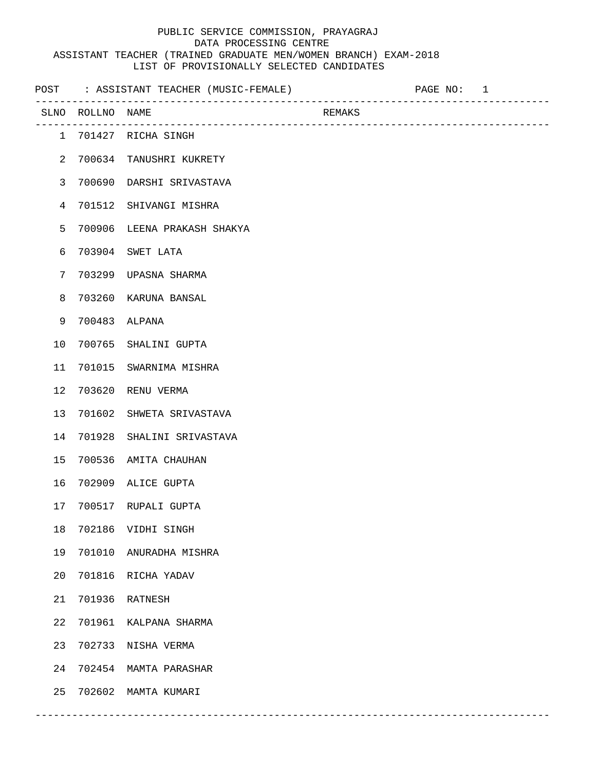# PUBLIC SERVICE COMMISSION, PRAYAGRAJ

## DATA PROCESSING CENTRE

## ASSISTANT TEACHER (TRAINED GRADUATE MEN/WOMEN BRANCH) EXAM-2018

## LIST OF PROVISIONALLY SELECTED CANDIDATES

POST : ASSISTANT TEACHER (MUSIC-FEMALE)

| SLNO | ROLLNO | NAME | REMAKS |
|---|---|---|---|
| 1 | 701427 | RICHA SINGH | |
| 2 | 700634 | TANUSHRI KUKRETY | |
| 3 | 700690 | DARSHI SRIVASTAVA | |
| 4 | 701512 | SHIVANGI MISHRA | |
| 5 | 700906 | LEENA PRAKASH SHAKYA | |
| 6 | 703904 | SWET LATA | |
| 7 | 703299 | UPASNA SHARMA | |
| 8 | 703260 | KARUNA BANSAL | |
| 9 | 700483 | ALPANA | |
| 10 | 700765 | SHALINI GUPTA | |
| 11 | 701015 | SWARNIMA MISHRA | |
| 12 | 703620 | RENU VERMA | |
| 13 | 701602 | SHWETA SRIVASTAVA | |
| 14 | 701928 | SHALINI SRIVASTAVA | |
| 15 | 700536 | AMITA CHAUHAN | |
| 16 | 702909 | ALICE GUPTA | |
| 17 | 700517 | RUPALI GUPTA | |
| 18 | 702186 | VIDHI SINGH | |
| 19 | 701010 | ANURADHA MISHRA | |
| 20 | 701816 | RICHA YADAV | |
| 21 | 701936 | RATNESH | |
| 22 | 701961 | KALPANA SHARMA | |
| 23 | 702733 | NISHA VERMA | |
| 24 | 702454 | MAMTA PARASHAR | |
| 25 | 702602 | MAMTA KUMARI | |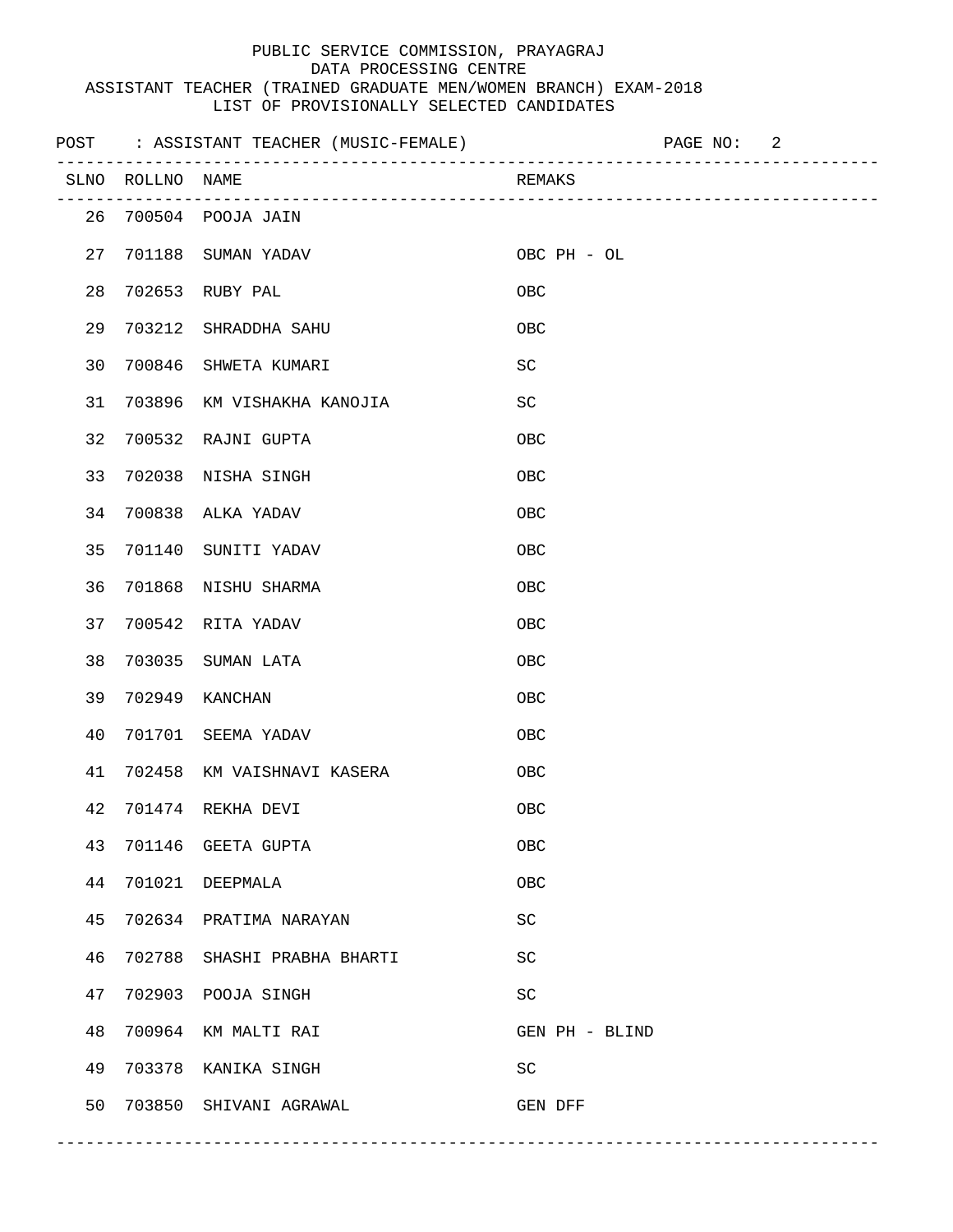PUBLIC SERVICE COMMISSION, PRAYAGRAJ
DATA PROCESSING CENTRE
ASSISTANT TEACHER (TRAINED GRADUATE MEN/WOMEN BRANCH) EXAM-2018
LIST OF PROVISIONALLY SELECTED CANDIDATES

POST : ASSISTANT TEACHER (MUSIC-FEMALE)

| SLNO | ROLLNO | NAME | REMAKS |
|---|---|---|---|
| 26 | 700504 | POOJA JAIN | |
| 27 | 701188 | SUMAN YADAV | OBC PH - OL |
| 28 | 702653 | RUBY PAL | OBC |
| 29 | 703212 | SHRADDHA SAHU | OBC |
| 30 | 700846 | SHWETA KUMARI | SC |
| 31 | 703896 | KM VISHAKHA KANOJIA | SC |
| 32 | 700532 | RAJNI GUPTA | OBC |
| 33 | 702038 | NISHA SINGH | OBC |
| 34 | 700838 | ALKA YADAV | OBC |
| 35 | 701140 | SUNITI YADAV | OBC |
| 36 | 701868 | NISHU SHARMA | OBC |
| 37 | 700542 | RITA YADAV | OBC |
| 38 | 703035 | SUMAN LATA | OBC |
| 39 | 702949 | KANCHAN | OBC |
| 40 | 701701 | SEEMA YADAV | OBC |
| 41 | 702458 | KM VAISHNAVI KASERA | OBC |
| 42 | 701474 | REKHA DEVI | OBC |
| 43 | 701146 | GEETA GUPTA | OBC |
| 44 | 701021 | DEEPMALA | OBC |
| 45 | 702634 | PRATIMA NARAYAN | SC |
| 46 | 702788 | SHASHI PRABHA BHARTI | SC |
| 47 | 702903 | POOJA SINGH | SC |
| 48 | 700964 | KM MALTI RAI | GEN PH - BLIND |
| 49 | 703378 | KANIKA SINGH | SC |
| 50 | 703850 | SHIVANI AGRAWAL | GEN DFF |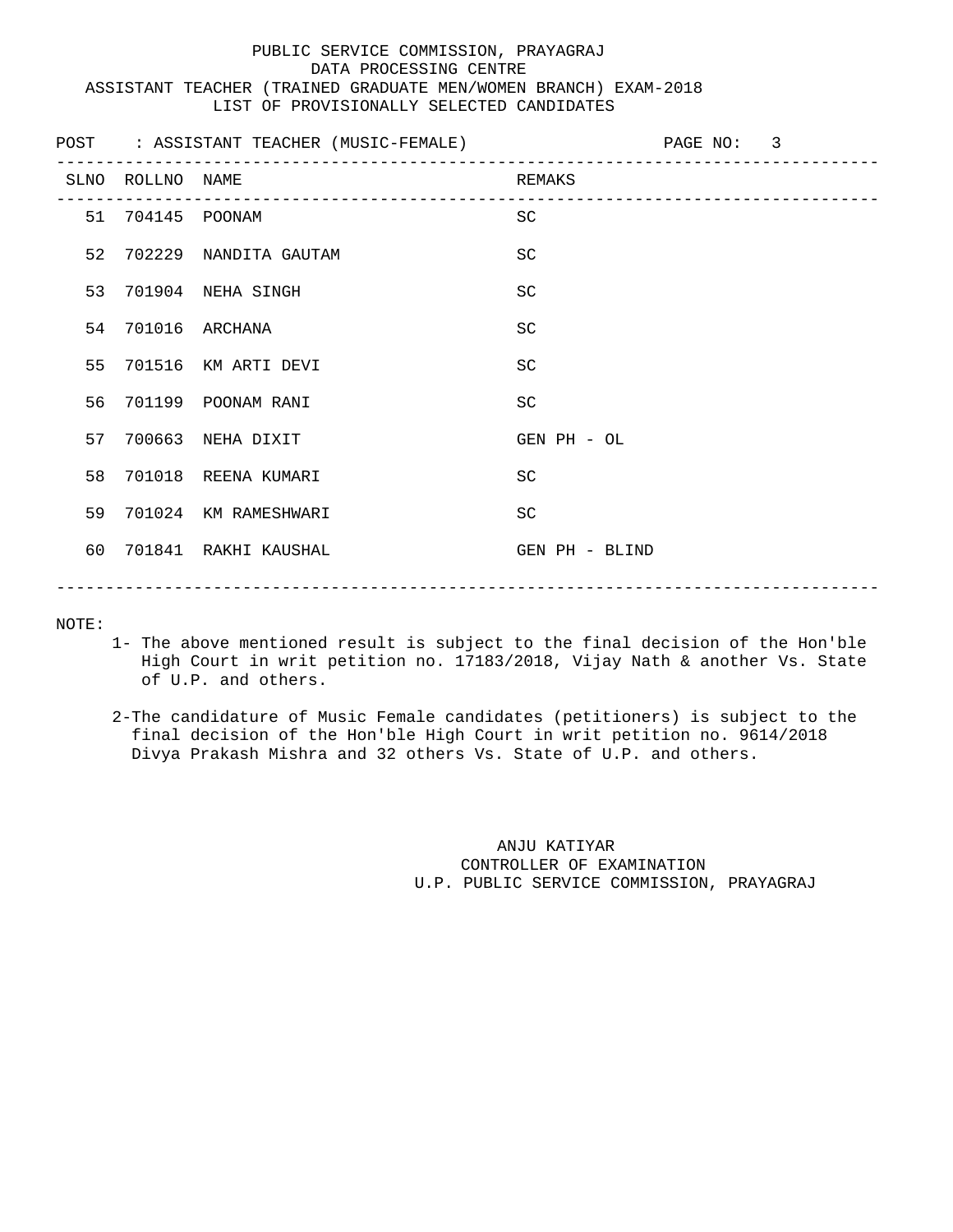PUBLIC SERVICE COMMISSION, PRAYAGRAJ
DATA PROCESSING CENTRE
ASSISTANT TEACHER (TRAINED GRADUATE MEN/WOMEN BRANCH) EXAM-2018
LIST OF PROVISIONALLY SELECTED CANDIDATES

POST : ASSISTANT TEACHER (MUSIC-FEMALE)

| SLNO | ROLLNO | NAME | REMAKS |
|---|---|---|---|
| 51 | 704145 | POONAM | SC |
| 52 | 702229 | NANDITA GAUTAM | SC |
| 53 | 701904 | NEHA SINGH | SC |
| 54 | 701016 | ARCHANA | SC |
| 55 | 701516 | KM ARTI DEVI | SC |
| 56 | 701199 | POONAM RANI | SC |
| 57 | 700663 | NEHA DIXIT | GEN PH - OL |
| 58 | 701018 | REENA KUMARI | SC |
| 59 | 701024 | KM RAMESHWARI | SC |
| 60 | 701841 | RAKHI KAUSHAL | GEN PH - BLIND |

NOTE:

1- The above mentioned result is subject to the final decision of the Hon'ble High Court in writ petition no. 17183/2018, Vijay Nath & another Vs. State of U.P. and others.

2-The candidature of Music Female candidates (petitioners) is subject to the final decision of the Hon'ble High Court in writ petition no. 9614/2018 Divya Prakash Mishra and 32 others Vs. State of U.P. and others.

ANJU KATIYAR
CONTROLLER OF EXAMINATION
U.P. PUBLIC SERVICE COMMISSION, PRAYAGRAJ